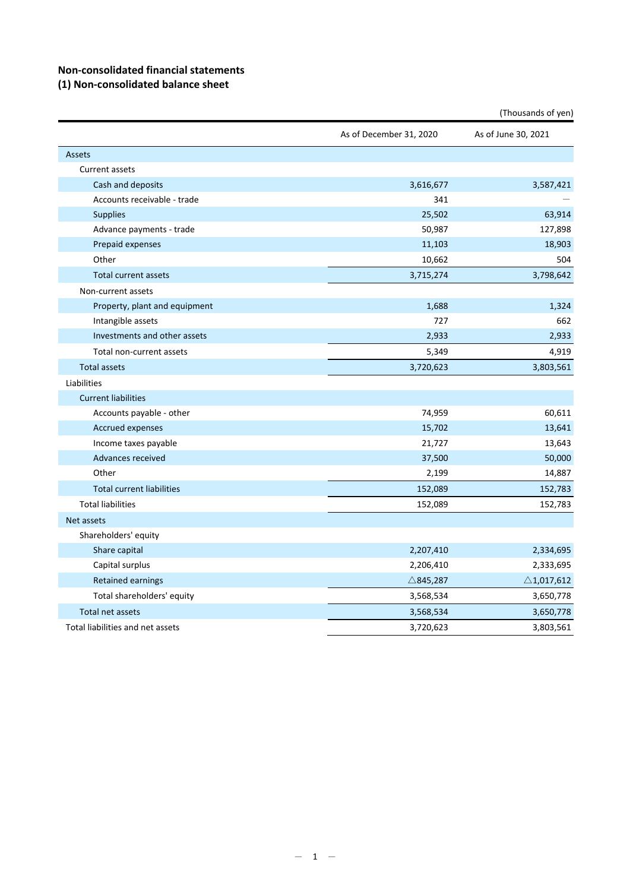## Non-consolidated financial statements

### (1) Non-consolidated balance sheet

(Thousands of yen)

| | As of December 31, 2020 | As of June 30, 2021 |
|---|---|---|
| Assets | | |
| Current assets | | |
| Cash and deposits | 3,616,677 | 3,587,421 |
| Accounts receivable - trade | 341 | — |
| Supplies | 25,502 | 63,914 |
| Advance payments - trade | 50,987 | 127,898 |
| Prepaid expenses | 11,103 | 18,903 |
| Other | 10,662 | 504 |
| Total current assets | 3,715,274 | 3,798,642 |
| Non-current assets | | |
| Property, plant and equipment | 1,688 | 1,324 |
| Intangible assets | 727 | 662 |
| Investments and other assets | 2,933 | 2,933 |
| Total non-current assets | 5,349 | 4,919 |
| Total assets | 3,720,623 | 3,803,561 |
| Liabilities | | |
| Current liabilities | | |
| Accounts payable - other | 74,959 | 60,611 |
| Accrued expenses | 15,702 | 13,641 |
| Income taxes payable | 21,727 | 13,643 |
| Advances received | 37,500 | 50,000 |
| Other | 2,199 | 14,887 |
| Total current liabilities | 152,089 | 152,783 |
| Total liabilities | 152,089 | 152,783 |
| Net assets | | |
| Shareholders' equity | | |
| Share capital | 2,207,410 | 2,334,695 |
| Capital surplus | 2,206,410 | 2,333,695 |
| Retained earnings | △845,287 | △1,017,612 |
| Total shareholders' equity | 3,568,534 | 3,650,778 |
| Total net assets | 3,568,534 | 3,650,778 |
| Total liabilities and net assets | 3,720,623 | 3,803,561 |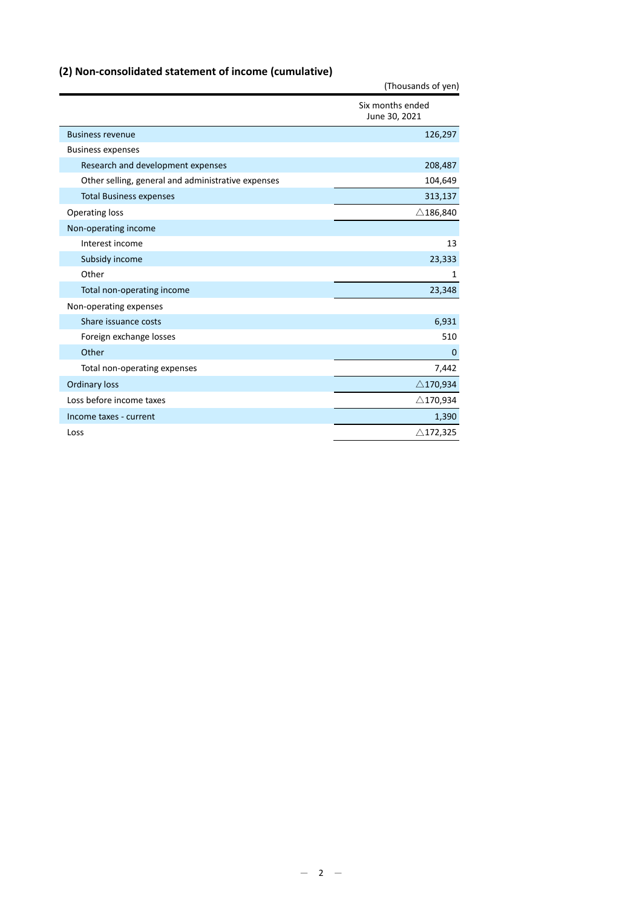## (2) Non-consolidated statement of income (cumulative)

(Thousands of yen)

| | Six months ended June 30, 2021 |
|---|---|
| Business revenue | 126,297 |
| Business expenses | |
| Research and development expenses | 208,487 |
| Other selling, general and administrative expenses | 104,649 |
| Total Business expenses | 313,137 |
| Operating loss | △186,840 |
| Non-operating income | |
| Interest income | 13 |
| Subsidy income | 23,333 |
| Other | 1 |
| Total non-operating income | 23,348 |
| Non-operating expenses | |
| Share issuance costs | 6,931 |
| Foreign exchange losses | 510 |
| Other | 0 |
| Total non-operating expenses | 7,442 |
| Ordinary loss | △170,934 |
| Loss before income taxes | △170,934 |
| Income taxes - current | 1,390 |
| Loss | △172,325 |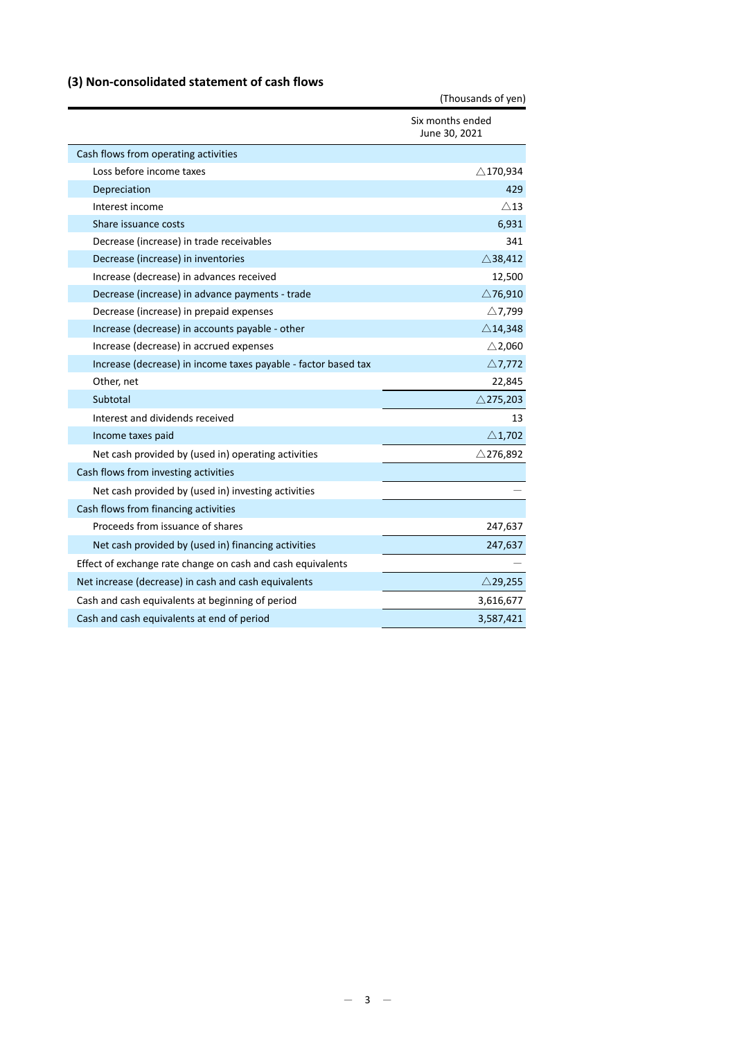### (3) Non-consolidated statement of cash flows

(Thousands of yen)

| | Six months ended June 30, 2021 |
|---|---|
| Cash flows from operating activities | |
| Loss before income taxes | △170,934 |
| Depreciation | 429 |
| Interest income | △13 |
| Share issuance costs | 6,931 |
| Decrease (increase) in trade receivables | 341 |
| Decrease (increase) in inventories | △38,412 |
| Increase (decrease) in advances received | 12,500 |
| Decrease (increase) in advance payments - trade | △76,910 |
| Decrease (increase) in prepaid expenses | △7,799 |
| Increase (decrease) in accounts payable - other | △14,348 |
| Increase (decrease) in accrued expenses | △2,060 |
| Increase (decrease) in income taxes payable - factor based tax | △7,772 |
| Other, net | 22,845 |
| Subtotal | △275,203 |
| Interest and dividends received | 13 |
| Income taxes paid | △1,702 |
| Net cash provided by (used in) operating activities | △276,892 |
| Cash flows from investing activities | |
| Net cash provided by (used in) investing activities | — |
| Cash flows from financing activities | |
| Proceeds from issuance of shares | 247,637 |
| Net cash provided by (used in) financing activities | 247,637 |
| Effect of exchange rate change on cash and cash equivalents | — |
| Net increase (decrease) in cash and cash equivalents | △29,255 |
| Cash and cash equivalents at beginning of period | 3,616,677 |
| Cash and cash equivalents at end of period | 3,587,421 |